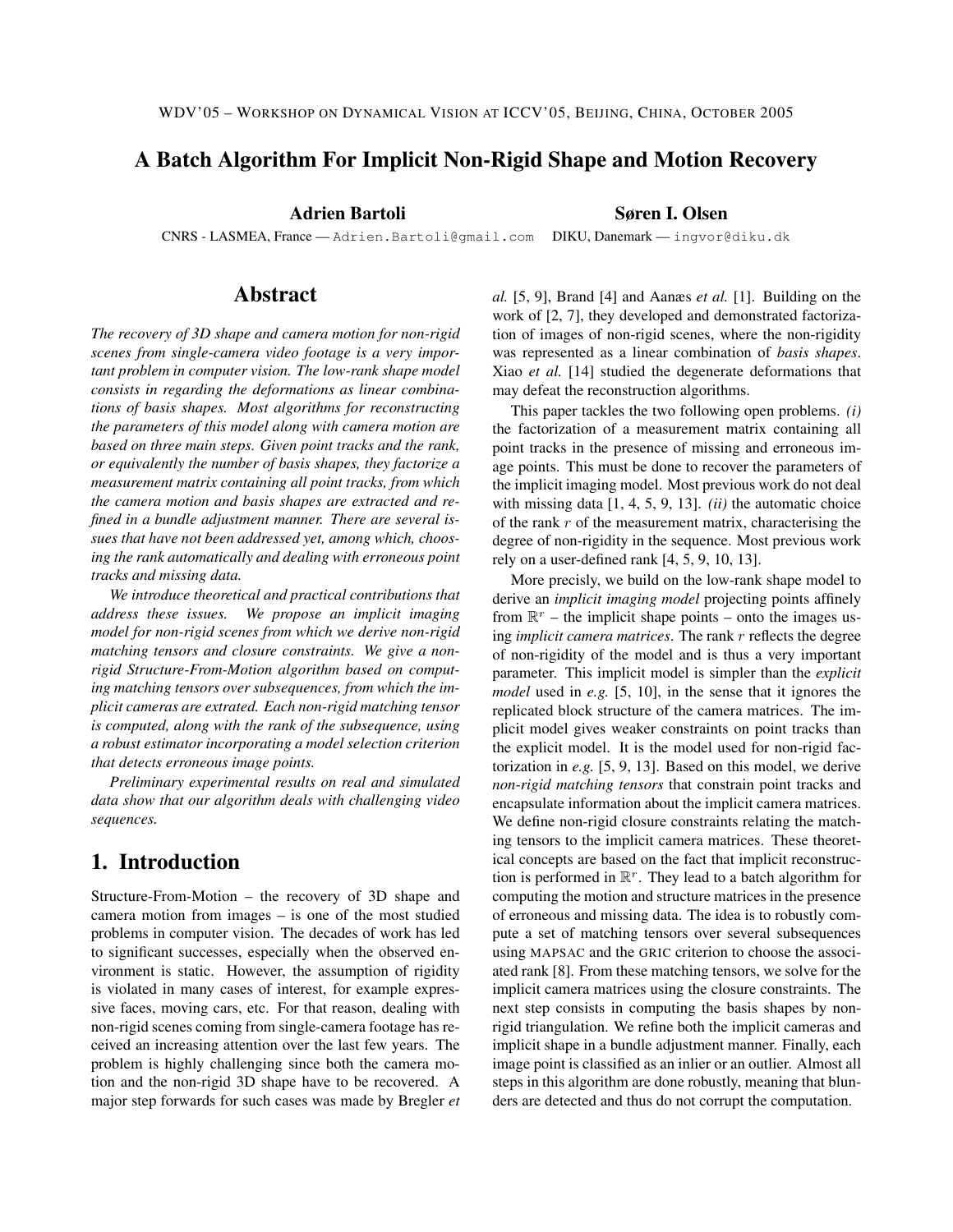# A Batch Algorithm For Implicit Non-Rigid Shape and Motion Recovery

**Adrien Bartoli**
CNRS - LASMEA, France — Adrien.Bartoli@gmail.com

**Søren I. Olsen**
DIKU, Danemark — ingvor@diku.dk

## Abstract

*The recovery of 3D shape and camera motion for non-rigid scenes from single-camera video footage is a very important problem in computer vision. The low-rank shape model consists in regarding the deformations as linear combinations of basis shapes. Most algorithms for reconstructing the parameters of this model along with camera motion are based on three main steps. Given point tracks and the rank, or equivalently the number of basis shapes, they factorize a measurement matrix containing all point tracks, from which the camera motion and basis shapes are extracted and refined in a bundle adjustment manner. There are several issues that have not been addressed yet, among which, choosing the rank automatically and dealing with erroneous point tracks and missing data.*

*We introduce theoretical and practical contributions that address these issues. We propose an implicit imaging model for non-rigid scenes from which we derive non-rigid matching tensors and closure constraints. We give a non-rigid Structure-From-Motion algorithm based on computing matching tensors over subsequences, from which the implicit cameras are extrated. Each non-rigid matching tensor is computed, along with the rank of the subsequence, using a robust estimator incorporating a model selection criterion that detects erroneous image points.*

*Preliminary experimental results on real and simulated data show that our algorithm deals with challenging video sequences.*

## 1. Introduction

Structure-From-Motion – the recovery of 3D shape and camera motion from images – is one of the most studied problems in computer vision. The decades of work has led to significant successes, especially when the observed environment is static. However, the assumption of rigidity is violated in many cases of interest, for example expressive faces, moving cars, etc. For that reason, dealing with non-rigid scenes coming from single-camera footage has received an increasing attention over the last few years. The problem is highly challenging since both the camera motion and the non-rigid 3D shape have to be recovered. A major step forwards for such cases was made by Bregler *et al.* [5, 9], Brand [4] and Aanæs *et al.* [1]. Building on the work of [2, 7], they developed and demonstrated factorization of images of non-rigid scenes, where the non-rigidity was represented as a linear combination of *basis shapes*. Xiao *et al.* [14] studied the degenerate deformations that may defeat the reconstruction algorithms.

This paper tackles the two following open problems. *(i)* the factorization of a measurement matrix containing all point tracks in the presence of missing and erroneous image points. This must be done to recover the parameters of the implicit imaging model. Most previous work do not deal with missing data [1, 4, 5, 9, 13]. *(ii)* the automatic choice of the rank $r$ of the measurement matrix, characterising the degree of non-rigidity in the sequence. Most previous work rely on a user-defined rank [4, 5, 9, 10, 13].

More precisly, we build on the low-rank shape model to derive an *implicit imaging model* projecting points affinely from $\mathbb{R}^r$ – the implicit shape points – onto the images using *implicit camera matrices*. The rank $r$ reflects the degree of non-rigidity of the model and is thus a very important parameter. This implicit model is simpler than the *explicit model* used in *e.g.* [5, 10], in the sense that it ignores the replicated block structure of the camera matrices. The implicit model gives weaker constraints on point tracks than the explicit model. It is the model used for non-rigid factorization in *e.g.* [5, 9, 13]. Based on this model, we derive *non-rigid matching tensors* that constrain point tracks and encapsulate information about the implicit camera matrices. We define non-rigid closure constraints relating the matching tensors to the implicit camera matrices. These theoretical concepts are based on the fact that implicit reconstruction is performed in $\mathbb{R}^r$. They lead to a batch algorithm for computing the motion and structure matrices in the presence of erroneous and missing data. The idea is to robustly compute a set of matching tensors over several subsequences using MAPSAC and the GRIC criterion to choose the associated rank [8]. From these matching tensors, we solve for the implicit camera matrices using the closure constraints. The next step consists in computing the basis shapes by non-rigid triangulation. We refine both the implicit cameras and implicit shape in a bundle adjustment manner. Finally, each image point is classified as an inlier or an outlier. Almost all steps in this algorithm are done robustly, meaning that blunders are detected and thus do not corrupt the computation.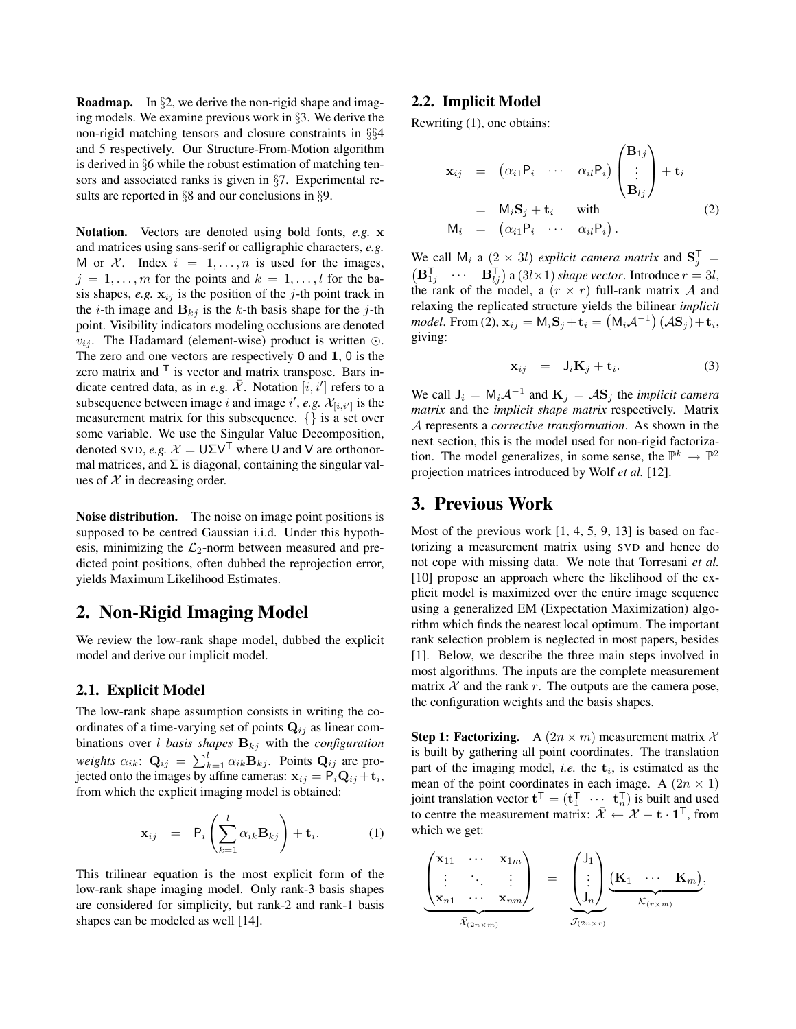**Roadmap.** In §2, we derive the non-rigid shape and imaging models. We examine previous work in §3. We derive the non-rigid matching tensors and closure constraints in §§4 and 5 respectively. Our Structure-From-Motion algorithm is derived in §6 while the robust estimation of matching tensors and associated ranks is given in §7. Experimental results are reported in §8 and our conclusions in §9.

**Notation.** Vectors are denoted using bold fonts, *e.g.* $\mathbf{x}$ and matrices using sans-serif or calligraphic characters, *e.g.* $\mathsf{M}$ or $\mathcal{X}$. Index $i = 1, \ldots, n$ is used for the images, $j = 1, \ldots, m$ for the points and $k = 1, \ldots, l$ for the basis shapes, *e.g.* $\mathbf{x}_{ij}$ is the position of the $j$-th point track in the $i$-th image and $\mathbf{B}_{kj}$ is the $k$-th basis shape for the $j$-th point. Visibility indicators modeling occlusions are denoted $v_{ij}$. The Hadamard (element-wise) product is written $\odot$. The zero and one vectors are respectively $\mathbf{0}$ and $\mathbf{1}$, $\mathsf{0}$ is the zero matrix and $^\mathsf{T}$ is vector and matrix transpose. Bars indicate centred data, as in *e.g.* $\bar{\mathcal{X}}$. Notation $[i, i']$ refers to a subsequence between image $i$ and image $i'$, *e.g.* $\mathcal{X}_{[i,i']}$ is the measurement matrix for this subsequence. $\{\}$ is a set over some variable. We use the Singular Value Decomposition, denoted SVD, *e.g.* $\mathcal{X} = \mathsf{U}\Sigma\mathsf{V}^\mathsf{T}$ where $\mathsf{U}$ and $\mathsf{V}$ are orthonormal matrices, and $\Sigma$ is diagonal, containing the singular values of $\mathcal{X}$ in decreasing order.

**Noise distribution.** The noise on image point positions is supposed to be centred Gaussian i.i.d. Under this hypothesis, minimizing the $\mathcal{L}_2$-norm between measured and predicted point positions, often dubbed the reprojection error, yields Maximum Likelihood Estimates.

# 2. Non-Rigid Imaging Model

We review the low-rank shape model, dubbed the explicit model and derive our implicit model.

## 2.1. Explicit Model

The low-rank shape assumption consists in writing the coordinates of a time-varying set of points $\mathbf{Q}_{ij}$ as linear combinations over $l$ *basis shapes* $\mathbf{B}_{kj}$ with the *configuration weights* $\alpha_{ik}$: $\mathbf{Q}_{ij} = \sum_{k=1}^{l} \alpha_{ik} \mathbf{B}_{kj}$. Points $\mathbf{Q}_{ij}$ are projected onto the images by affine cameras: $\mathbf{x}_{ij} = \mathsf{P}_i \mathbf{Q}_{ij} + \mathbf{t}_i$, from which the explicit imaging model is obtained:

$$\mathbf{x}_{ij} = \mathsf{P}_i \left( \sum_{k=1}^{l} \alpha_{ik} \mathbf{B}_{kj} \right) + \mathbf{t}_i. \quad (1)$$

This trilinear equation is the most explicit form of the low-rank shape imaging model. Only rank-3 basis shapes are considered for simplicity, but rank-2 and rank-1 basis shapes can be modeled as well [14].

## 2.2. Implicit Model

Rewriting (1), one obtains:

$$\begin{aligned} \mathbf{x}_{ij} &= \begin{pmatrix} \alpha_{i1}\mathsf{P}_i & \cdots & \alpha_{il}\mathsf{P}_i \end{pmatrix} \begin{pmatrix} \mathbf{B}_{1j} \\ \vdots \\ \mathbf{B}_{lj} \end{pmatrix} + \mathbf{t}_i \\ &= \mathsf{M}_i \mathbf{S}_j + \mathbf{t}_i \quad \text{with} \\ \mathsf{M}_i &= \begin{pmatrix} \alpha_{i1}\mathsf{P}_i & \cdots & \alpha_{il}\mathsf{P}_i \end{pmatrix}. \end{aligned} \quad (2)$$

We call $\mathsf{M}_i$ a $(2 \times 3l)$ *explicit camera matrix* and $\mathbf{S}_j^\mathsf{T} = \begin{pmatrix} \mathbf{B}_{1j}^\mathsf{T} & \cdots & \mathbf{B}_{lj}^\mathsf{T} \end{pmatrix}$ a $(3l \times 1)$ *shape vector*. Introduce $r = 3l$, the rank of the model, a $(r \times r)$ full-rank matrix $\mathcal{A}$ and relaxing the replicated structure yields the bilinear *implicit model*. From (2), $\mathbf{x}_{ij} = \mathsf{M}_i \mathbf{S}_j + \mathbf{t}_i = \left(\mathsf{M}_i \mathcal{A}^{-1}\right)(\mathcal{A}\mathbf{S}_j) + \mathbf{t}_i$, giving:

$$\mathbf{x}_{ij} = \mathsf{J}_i \mathbf{K}_j + \mathbf{t}_i. \quad (3)$$

We call $\mathsf{J}_i = \mathsf{M}_i \mathcal{A}^{-1}$ and $\mathbf{K}_j = \mathcal{A}\mathbf{S}_j$ the *implicit camera matrix* and the *implicit shape matrix* respectively. Matrix $\mathcal{A}$ represents a *corrective transformation*. As shown in the next section, this is the model used for non-rigid factorization. The model generalizes, in some sense, the $\mathbb{P}^k \rightarrow \mathbb{P}^2$ projection matrices introduced by Wolf *et al.* [12].

# 3. Previous Work

Most of the previous work [1, 4, 5, 9, 13] is based on factorizing a measurement matrix using SVD and hence do not cope with missing data. We note that Torresani *et al.* [10] propose an approach where the likelihood of the explicit model is maximized over the entire image sequence using a generalized EM (Expectation Maximization) algorithm which finds the nearest local optimum. The important rank selection problem is neglected in most papers, besides [1]. Below, we describe the three main steps involved in most algorithms. The inputs are the complete measurement matrix $\mathcal{X}$ and the rank $r$. The outputs are the camera pose, the configuration weights and the basis shapes.

**Step 1: Factorizing.** A $(2n \times m)$ measurement matrix $\mathcal{X}$ is built by gathering all point coordinates. The translation part of the imaging model, *i.e.* the $\mathbf{t}_i$, is estimated as the mean of the point coordinates in each image. A $(2n \times 1)$ joint translation vector $\mathbf{t}^\mathsf{T} = (\mathbf{t}_1^\mathsf{T} \ \cdots \ \mathbf{t}_n^\mathsf{T})$ is built and used to centre the measurement matrix: $\bar{\mathcal{X}} \leftarrow \mathcal{X} - \mathbf{t} \cdot \mathbf{1}^\mathsf{T}$, from which we get:

$$\underbrace{\begin{pmatrix} \mathbf{x}_{11} & \cdots & \mathbf{x}_{1m} \\ \vdots & \ddots & \vdots \\ \mathbf{x}_{n1} & \cdots & \mathbf{x}_{nm} \end{pmatrix}}_{\bar{\mathcal{X}}_{(2n \times m)}} = \underbrace{\begin{pmatrix} \mathsf{J}_1 \\ \vdots \\ \mathsf{J}_n \end{pmatrix}}_{\mathcal{J}_{(2n \times r)}} \underbrace{\begin{pmatrix} \mathbf{K}_1 & \cdots & \mathbf{K}_m \end{pmatrix}}_{\mathcal{K}_{(r \times m)}},$$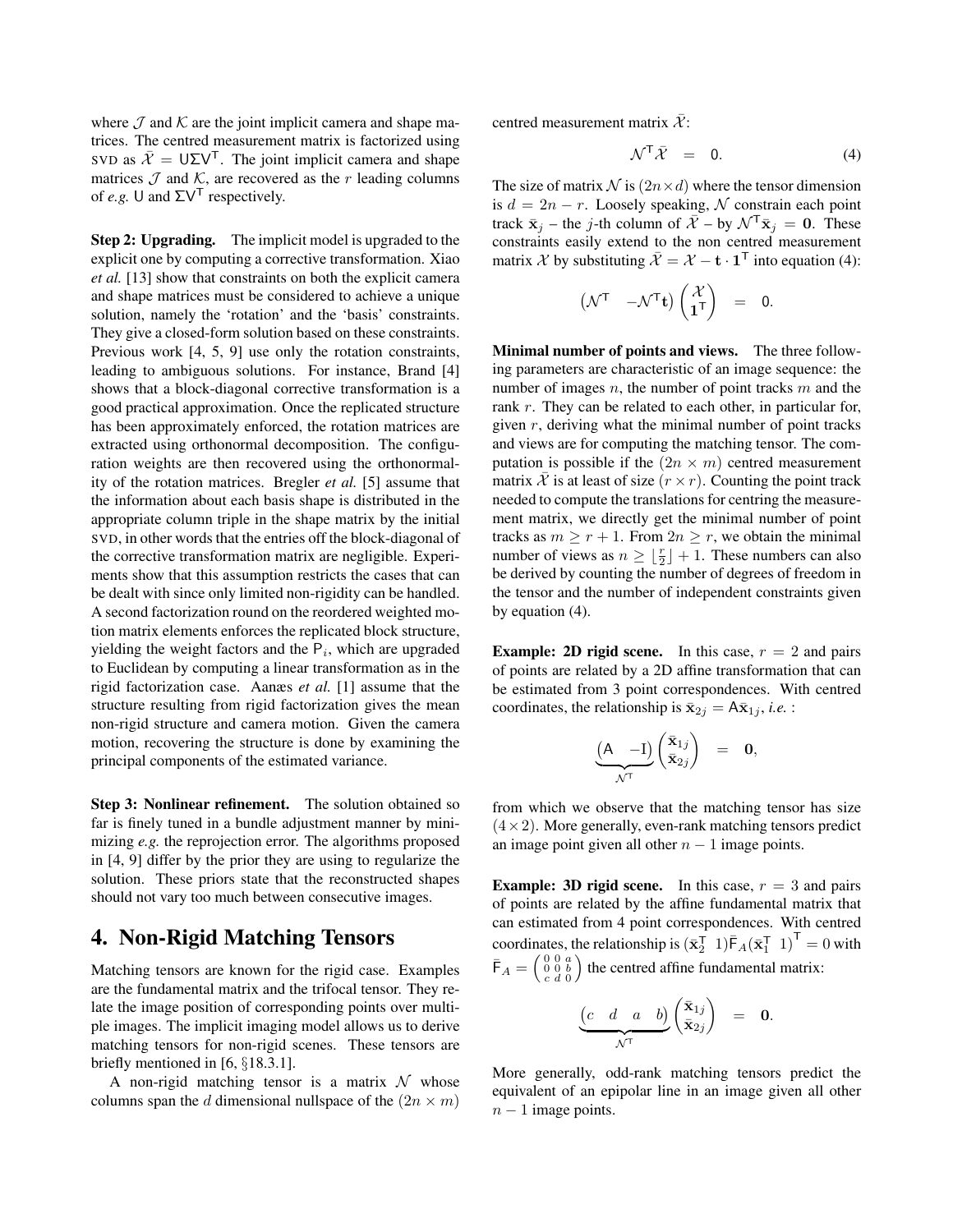where $\mathcal{J}$ and $\mathcal{K}$ are the joint implicit camera and shape matrices. The centred measurement matrix is factorized using SVD as $\bar{\mathcal{X}} = \mathsf{U}\Sigma\mathsf{V}^\mathsf{T}$. The joint implicit camera and shape matrices $\mathcal{J}$ and $\mathcal{K}$, are recovered as the $r$ leading columns of *e.g.* $\mathsf{U}$ and $\Sigma\mathsf{V}^\mathsf{T}$ respectively.

**Step 2: Upgrading.** The implicit model is upgraded to the explicit one by computing a corrective transformation. Xiao *et al.* [13] show that constraints on both the explicit camera and shape matrices must be considered to achieve a unique solution, namely the 'rotation' and the 'basis' constraints. They give a closed-form solution based on these constraints. Previous work [4, 5, 9] use only the rotation constraints, leading to ambiguous solutions. For instance, Brand [4] shows that a block-diagonal corrective transformation is a good practical approximation. Once the replicated structure has been approximately enforced, the rotation matrices are extracted using orthonormal decomposition. The configuration weights are then recovered using the orthonormality of the rotation matrices. Bregler *et al.* [5] assume that the information about each basis shape is distributed in the appropriate column triple in the shape matrix by the initial SVD, in other words that the entries off the block-diagonal of the corrective transformation matrix are negligible. Experiments show that this assumption restricts the cases that can be dealt with since only limited non-rigidity can be handled. A second factorization round on the reordered weighted motion matrix elements enforces the replicated block structure, yielding the weight factors and the $\mathsf{P}_i$, which are upgraded to Euclidean by computing a linear transformation as in the rigid factorization case. Aanæs *et al.* [1] assume that the structure resulting from rigid factorization gives the mean non-rigid structure and camera motion. Given the camera motion, recovering the structure is done by examining the principal components of the estimated variance.

**Step 3: Nonlinear refinement.** The solution obtained so far is finely tuned in a bundle adjustment manner by minimizing *e.g.* the reprojection error. The algorithms proposed in [4, 9] differ by the prior they are using to regularize the solution. These priors state that the reconstructed shapes should not vary too much between consecutive images.

# 4. Non-Rigid Matching Tensors

Matching tensors are known for the rigid case. Examples are the fundamental matrix and the trifocal tensor. They relate the image position of corresponding points over multiple images. The implicit imaging model allows us to derive matching tensors for non-rigid scenes. These tensors are briefly mentioned in [6, §18.3.1].

A non-rigid matching tensor is a matrix $\mathcal{N}$ whose columns span the $d$ dimensional nullspace of the $(2n \times m)$ centred measurement matrix $\bar{\mathcal{X}}$:

$$\mathcal{N}^\mathsf{T}\bar{\mathcal{X}} \quad = \quad 0. \tag{4}$$

The size of matrix $\mathcal{N}$ is $(2n \times d)$ where the tensor dimension is $d = 2n - r$. Loosely speaking, $\mathcal{N}$ constrain each point track $\bar{\mathbf{x}}_j$ – the $j$-th column of $\bar{\mathcal{X}}$ – by $\mathcal{N}^\mathsf{T}\bar{\mathbf{x}}_j = \mathbf{0}$. These constraints easily extend to the non centred measurement matrix $\mathcal{X}$ by substituting $\bar{\mathcal{X}} = \mathcal{X} - \mathbf{t}\cdot\mathbf{1}^\mathsf{T}$ into equation (4):

$$\begin{pmatrix}\mathcal{N}^\mathsf{T} & -\mathcal{N}^\mathsf{T}\mathbf{t}\end{pmatrix}\begin{pmatrix}\mathcal{X} \\ \mathbf{1}^\mathsf{T}\end{pmatrix} \quad = \quad 0.$$

**Minimal number of points and views.** The three following parameters are characteristic of an image sequence: the number of images $n$, the number of point tracks $m$ and the rank $r$. They can be related to each other, in particular for, given $r$, deriving what the minimal number of point tracks and views are for computing the matching tensor. The computation is possible if the $(2n \times m)$ centred measurement matrix $\bar{\mathcal{X}}$ is at least of size $(r \times r)$. Counting the point track needed to compute the translations for centring the measurement matrix, we directly get the minimal number of point tracks as $m \geq r + 1$. From $2n \geq r$, we obtain the minimal number of views as $n \geq \lfloor \frac{r}{2} \rfloor + 1$. These numbers can also be derived by counting the number of degrees of freedom in the tensor and the number of independent constraints given by equation (4).

**Example: 2D rigid scene.** In this case, $r = 2$ and pairs of points are related by a 2D affine transformation that can be estimated from 3 point correspondences. With centred coordinates, the relationship is $\bar{\mathbf{x}}_{2j} = \mathsf{A}\bar{\mathbf{x}}_{1j}$, *i.e.* :

$$\underbrace{\begin{pmatrix}\mathsf{A} & -\mathrm{I}\end{pmatrix}}_{\mathcal{N}^\mathsf{T}}\begin{pmatrix}\bar{\mathbf{x}}_{1j} \\ \bar{\mathbf{x}}_{2j}\end{pmatrix} \quad = \quad \mathbf{0},$$

from which we observe that the matching tensor has size $(4 \times 2)$. More generally, even-rank matching tensors predict an image point given all other $n-1$ image points.

**Example: 3D rigid scene.** In this case, $r = 3$ and pairs of points are related by the affine fundamental matrix that can estimated from 4 point correspondences. With centred coordinates, the relationship is $(\bar{\mathbf{x}}_2^\mathsf{T} \;\; 1)\bar{\mathsf{F}}_A(\bar{\mathbf{x}}_1^\mathsf{T} \;\; 1)^\mathsf{T} = 0$ with $\bar{\mathsf{F}}_A = \begin{pmatrix} 0 & 0 & a \\ 0 & 0 & b \\ c & d & 0 \end{pmatrix}$ the centred affine fundamental matrix:

$$\underbrace{\begin{pmatrix}c & d & a & b\end{pmatrix}}_{\mathcal{N}^\mathsf{T}}\begin{pmatrix}\bar{\mathbf{x}}_{1j} \\ \bar{\mathbf{x}}_{2j}\end{pmatrix} \quad = \quad \mathbf{0}.$$

More generally, odd-rank matching tensors predict the equivalent of an epipolar line in an image given all other $n-1$ image points.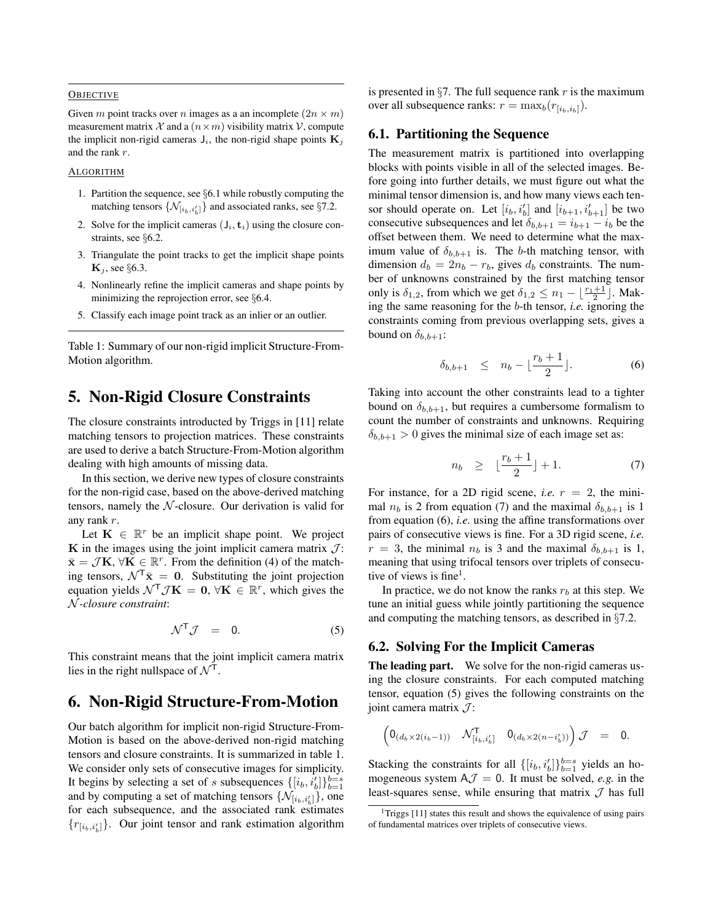OBJECTIVE

Given $m$ point tracks over $n$ images as a an incomplete $(2n \times m)$ measurement matrix $\mathcal{X}$ and a $(n \times m)$ visibility matrix $\mathcal{V}$, compute the implicit non-rigid cameras $\mathsf{J}_i$, the non-rigid shape points $\mathbf{K}_j$ and the rank $r$.

ALGORITHM

1. Partition the sequence, see §6.1 while robustly computing the matching tensors $\{\mathcal{N}_{[i_b,i'_b]}\}$ and associated ranks, see §7.2.
2. Solve for the implicit cameras $(\mathsf{J}_i, \mathbf{t}_i)$ using the closure constraints, see §6.2.
3. Triangulate the point tracks to get the implicit shape points $\mathbf{K}_j$, see §6.3.
4. Nonlinearly refine the implicit cameras and shape points by minimizing the reprojection error, see §6.4.
5. Classify each image point track as an inlier or an outlier.

Table 1: Summary of our non-rigid implicit Structure-From-Motion algorithm.

# 5. Non-Rigid Closure Constraints

The closure constraints introducted by Triggs in [11] relate matching tensors to projection matrices. These constraints are used to derive a batch Structure-From-Motion algorithm dealing with high amounts of missing data.

In this section, we derive new types of closure constraints for the non-rigid case, based on the above-derived matching tensors, namely the $\mathcal{N}$-closure. Our derivation is valid for any rank $r$.

Let $\mathbf{K} \in \mathbb{R}^r$ be an implicit shape point. We project $\mathbf{K}$ in the images using the joint implicit camera matrix $\mathcal{J}$: $\bar{\mathbf{x}} = \mathcal{J}\mathbf{K}, \forall \mathbf{K} \in \mathbb{R}^r$. From the definition (4) of the matching tensors, $\mathcal{N}^\mathsf{T}\bar{\mathbf{x}} = \mathbf{0}$. Substituting the joint projection equation yields $\mathcal{N}^\mathsf{T}\mathcal{J}\mathbf{K} = \mathbf{0}$, $\forall \mathbf{K} \in \mathbb{R}^r$, which gives the *$\mathcal{N}$-closure constraint*:

$$\mathcal{N}^\mathsf{T}\mathcal{J} \quad = \quad 0. \tag{5}$$

This constraint means that the joint implicit camera matrix lies in the right nullspace of $\mathcal{N}^\mathsf{T}$.

# 6. Non-Rigid Structure-From-Motion

Our batch algorithm for implicit non-rigid Structure-From-Motion is based on the above-derived non-rigid matching tensors and closure constraints. It is summarized in table 1. We consider only sets of consecutive images for simplicity. It begins by selecting a set of $s$ subsequences $\{[i_b, i'_b]\}_{b=1}^{b=s}$ and by computing a set of matching tensors $\{\mathcal{N}_{[i_b,i'_b]}\}$, one for each subsequence, and the associated rank estimates $\{r_{[i_b,i'_b]}\}$. Our joint tensor and rank estimation algorithm is presented in §7. The full sequence rank $r$ is the maximum over all subsequence ranks: $r = \max_b(r_{[i_b,i_b]})$.

## 6.1. Partitioning the Sequence

The measurement matrix is partitioned into overlapping blocks with points visible in all of the selected images. Before going into further details, we must figure out what the minimal tensor dimension is, and how many views each tensor should operate on. Let $[i_b, i'_b]$ and $[i_{b+1}, i'_{b+1}]$ be two consecutive subsequences and let $\delta_{b,b+1} = i_{b+1} - i_b$ be the offset between them. We need to determine what the maximum value of $\delta_{b,b+1}$ is. The $b$-th matching tensor, with dimension $d_b = 2n_b - r_b$, gives $d_b$ constraints. The number of unknowns constrained by the first matching tensor only is $\delta_{1,2}$, from which we get $\delta_{1,2} \leq n_1 - \lfloor \frac{r_1+1}{2} \rfloor$. Making the same reasoning for the $b$-th tensor, *i.e.* ignoring the constraints coming from previous overlapping sets, gives a bound on $\delta_{b,b+1}$:

$$\delta_{b,b+1} \quad \leq \quad n_b - \lfloor \frac{r_b+1}{2} \rfloor. \tag{6}$$

Taking into account the other constraints lead to a tighter bound on $\delta_{b,b+1}$, but requires a cumbersome formalism to count the number of constraints and unknowns. Requiring $\delta_{b,b+1} > 0$ gives the minimal size of each image set as:

$$n_b \quad \geq \quad \lfloor \frac{r_b+1}{2} \rfloor + 1. \tag{7}$$

For instance, for a 2D rigid scene, *i.e.* $r = 2$, the minimal $n_b$ is 2 from equation (7) and the maximal $\delta_{b,b+1}$ is 1 from equation (6), *i.e.* using the affine transformations over pairs of consecutive views is fine. For a 3D rigid scene, *i.e.* $r = 3$, the minimal $n_b$ is 3 and the maximal $\delta_{b,b+1}$ is 1, meaning that using trifocal tensors over triplets of consecutive of views is fine[1].

In practice, we do not know the ranks $r_b$ at this step. We tune an initial guess while jointly partitioning the sequence and computing the matching tensors, as described in §7.2.

## 6.2. Solving For the Implicit Cameras

**The leading part.** We solve for the non-rigid cameras using the closure constraints. For each computed matching tensor, equation (5) gives the following constraints on the joint camera matrix $\mathcal{J}$:

$$\begin{pmatrix} 0_{(d_b \times 2(i_b-1))} & \mathcal{N}^\mathsf{T}_{[i_b,i'_b]} & 0_{(d_b \times 2(n-i'_b))} \end{pmatrix} \mathcal{J} \quad = \quad 0.$$

Stacking the constraints for all $\{[i_b, i'_b]\}_{b=1}^{b=s}$ yields an homogeneous system $\mathsf{A}\mathcal{J} = 0$. It must be solved, *e.g.* in the least-squares sense, while ensuring that matrix $\mathcal{J}$ has full

[1] Triggs [11] states this result and shows the equivalence of using pairs of fundamental matrices over triplets of consecutive views.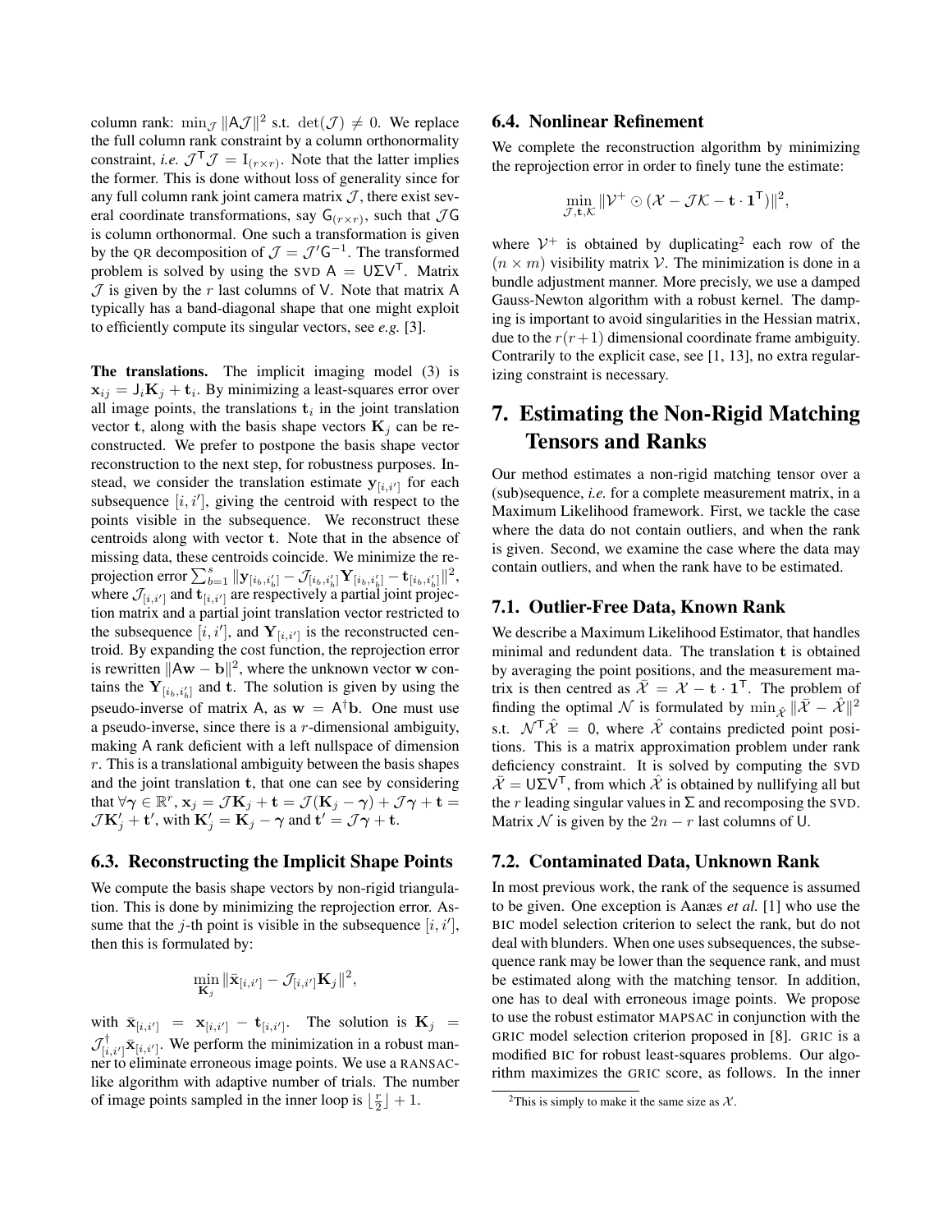column rank: $\min_{\mathcal{J}} \|\mathsf{A}\mathcal{J}\|^2$ s.t. $\det(\mathcal{J}) \neq 0$. We replace the full column rank constraint by a column orthonormality constraint, *i.e.* $\mathcal{J}^\mathsf{T}\mathcal{J} = \mathrm{I}_{(r\times r)}$. Note that the latter implies the former. This is done without loss of generality since for any full column rank joint camera matrix $\mathcal{J}$, there exist several coordinate transformations, say $\mathsf{G}_{(r\times r)}$, such that $\mathcal{J}\mathsf{G}$ is column orthonormal. One such a transformation is given by the QR decomposition of $\mathcal{J} = \mathcal{J}'\mathsf{G}^{-1}$. The transformed problem is solved by using the SVD $\mathsf{A} = \mathsf{U}\Sigma\mathsf{V}^\mathsf{T}$. Matrix $\mathcal{J}$ is given by the $r$ last columns of $\mathsf{V}$. Note that matrix $\mathsf{A}$ typically has a band-diagonal shape that one might exploit to efficiently compute its singular vectors, see *e.g.* [3].

**The translations.** The implicit imaging model (3) is $\mathbf{x}_{ij} = \mathsf{J}_i\mathbf{K}_j + \mathbf{t}_i$. By minimizing a least-squares error over all image points, the translations $\mathbf{t}_i$ in the joint translation vector $\mathbf{t}$, along with the basis shape vectors $\mathbf{K}_j$ can be reconstructed. We prefer to postpone the basis shape vector reconstruction to the next step, for robustness purposes. Instead, we consider the translation estimate $\mathbf{y}_{[i,i']}$ for each subsequence $[i,i']$, giving the centroid with respect to the points visible in the subsequence. We reconstruct these centroids along with vector $\mathbf{t}$. Note that in the absence of missing data, these centroids coincide. We minimize the reprojection error $\sum_{b=1}^{s} \|\mathbf{y}_{[i_b,i'_b]} - \mathcal{J}_{[i_b,i'_b]}\mathbf{Y}_{[i_b,i'_b]} - \mathbf{t}_{[i_b,i'_b]}\|^2$, where $\mathcal{J}_{[i,i']}$ and $\mathbf{t}_{[i,i']}$ are respectively a partial joint projection matrix and a partial joint translation vector restricted to the subsequence $[i,i']$, and $\mathbf{Y}_{[i,i']}$ is the reconstructed centroid. By expanding the cost function, the reprojection error is rewritten $\|\mathsf{A}\mathbf{w} - \mathbf{b}\|^2$, where the unknown vector $\mathbf{w}$ contains the $\mathbf{Y}_{[i_b,i'_b]}$ and $\mathbf{t}$. The solution is given by using the pseudo-inverse of matrix $\mathsf{A}$, as $\mathbf{w} = \mathsf{A}^\dagger\mathbf{b}$. One must use a pseudo-inverse, since there is a $r$-dimensional ambiguity, making $\mathsf{A}$ rank deficient with a left nullspace of dimension $r$. This is a translational ambiguity between the basis shapes and the joint translation $\mathbf{t}$, that one can see by considering that $\forall\boldsymbol{\gamma}\in\mathbb{R}^r$, $\mathbf{x}_j = \mathcal{J}\mathbf{K}_j + \mathbf{t} = \mathcal{J}(\mathbf{K}_j - \boldsymbol{\gamma}) + \mathcal{J}\boldsymbol{\gamma} + \mathbf{t} = \mathcal{J}\mathbf{K}'_j + \mathbf{t}'$, with $\mathbf{K}'_j = \mathbf{K}_j - \boldsymbol{\gamma}$ and $\mathbf{t}' = \mathcal{J}\boldsymbol{\gamma} + \mathbf{t}$.

### 6.3. Reconstructing the Implicit Shape Points

We compute the basis shape vectors by non-rigid triangulation. This is done by minimizing the reprojection error. Assume that the $j$-th point is visible in the subsequence $[i,i']$, then this is formulated by:

$$\min_{\mathbf{K}_j} \|\bar{\mathbf{x}}_{[i,i']} - \mathcal{J}_{[i,i']}\mathbf{K}_j\|^2,$$

with $\bar{\mathbf{x}}_{[i,i']} = \mathbf{x}_{[i,i']} - \mathbf{t}_{[i,i']}$. The solution is $\mathbf{K}_j = \mathcal{J}^\dagger_{[i,i']}\bar{\mathbf{x}}_{[i,i']}$. We perform the minimization in a robust manner to eliminate erroneous image points. We use a RANSAC-like algorithm with adaptive number of trials. The number of image points sampled in the inner loop is $\lfloor \frac{r}{2} \rfloor + 1$.

### 6.4. Nonlinear Refinement

We complete the reconstruction algorithm by minimizing the reprojection error in order to finely tune the estimate:

$$\min_{\mathcal{J},\mathbf{t},\mathcal{K}} \|\mathcal{V}^+ \odot (\mathcal{X} - \mathcal{J}\mathcal{K} - \mathbf{t}\cdot\mathbf{1}^\mathsf{T})\|^2,$$

where $\mathcal{V}^+$ is obtained by duplicating[2] each row of the $(n\times m)$ visibility matrix $\mathcal{V}$. The minimization is done in a bundle adjustment manner. More precisly, we use a damped Gauss-Newton algorithm with a robust kernel. The damping is important to avoid singularities in the Hessian matrix, due to the $r(r+1)$ dimensional coordinate frame ambiguity. Contrarily to the explicit case, see [1, 13], no extra regularizing constraint is necessary.

## 7. Estimating the Non-Rigid Matching Tensors and Ranks

Our method estimates a non-rigid matching tensor over a (sub)sequence, *i.e.* for a complete measurement matrix, in a Maximum Likelihood framework. First, we tackle the case where the data do not contain outliers, and when the rank is given. Second, we examine the case where the data may contain outliers, and when the rank have to be estimated.

### 7.1. Outlier-Free Data, Known Rank

We describe a Maximum Likelihood Estimator, that handles minimal and redundent data. The translation $\mathbf{t}$ is obtained by averaging the point positions, and the measurement matrix is then centred as $\bar{\mathcal{X}} = \mathcal{X} - \mathbf{t}\cdot\mathbf{1}^\mathsf{T}$. The problem of finding the optimal $\mathcal{N}$ is formulated by $\min_{\hat{\mathcal{X}}} \|\bar{\mathcal{X}} - \hat{\mathcal{X}}\|^2$ s.t. $\mathcal{N}^\mathsf{T}\hat{\mathcal{X}} = 0$, where $\hat{\mathcal{X}}$ contains predicted point positions. This is a matrix approximation problem under rank deficiency constraint. It is solved by computing the SVD $\bar{\mathcal{X}} = \mathsf{U}\Sigma\mathsf{V}^\mathsf{T}$, from which $\hat{\mathcal{X}}$ is obtained by nullifying all but the $r$ leading singular values in $\Sigma$ and recomposing the SVD. Matrix $\mathcal{N}$ is given by the $2n - r$ last columns of $\mathsf{U}$.

### 7.2. Contaminated Data, Unknown Rank

In most previous work, the rank of the sequence is assumed to be given. One exception is Aanæs *et al.* [1] who use the BIC model selection criterion to select the rank, but do not deal with blunders. When one uses subsequences, the subsequence rank may be lower than the sequence rank, and must be estimated along with the matching tensor. In addition, one has to deal with erroneous image points. We propose to use the robust estimator MAPSAC in conjunction with the GRIC model selection criterion proposed in [8]. GRIC is a modified BIC for robust least-squares problems. Our algorithm maximizes the GRIC score, as follows. In the inner

[2] This is simply to make it the same size as $\mathcal{X}$.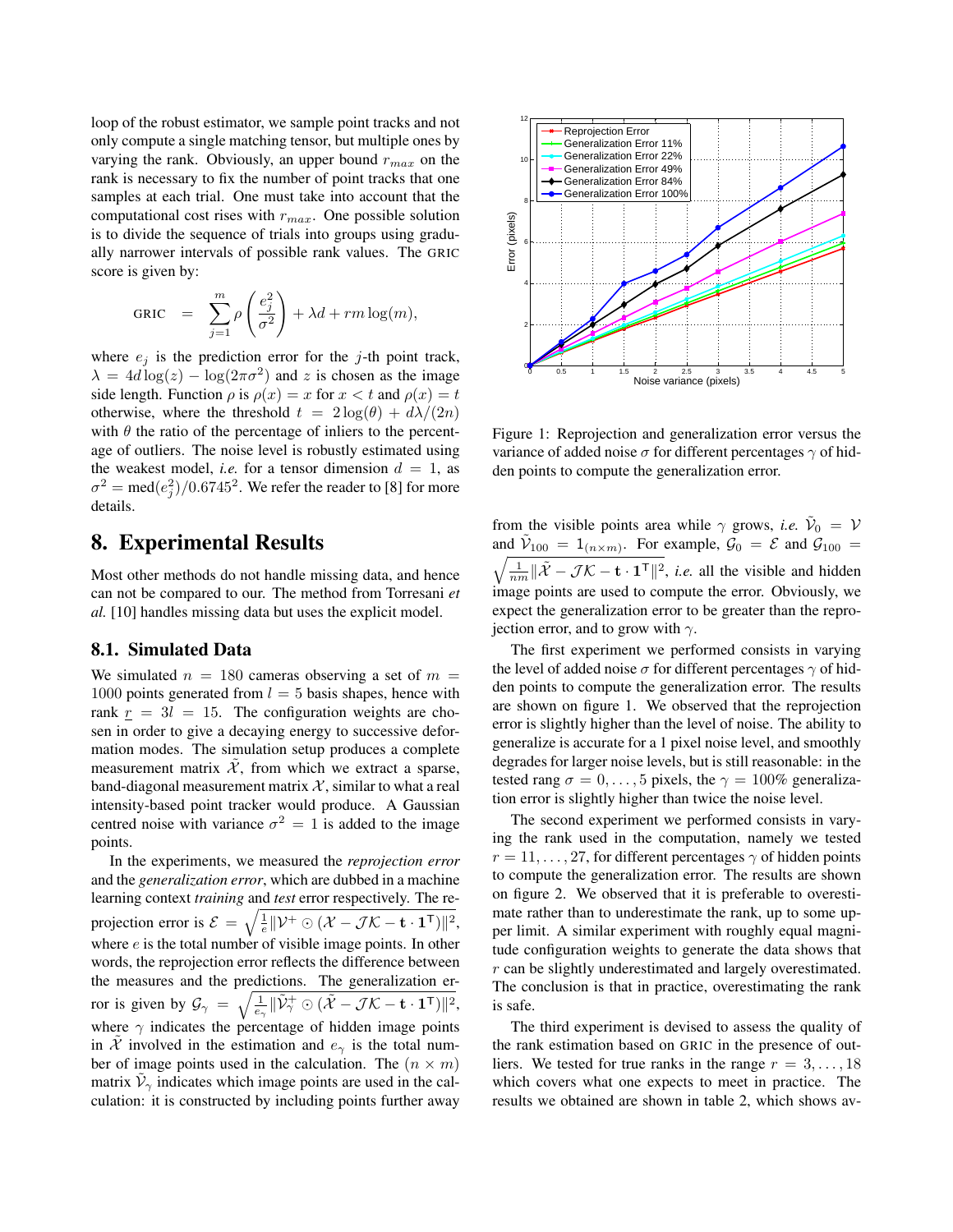loop of the robust estimator, we sample point tracks and not only compute a single matching tensor, but multiple ones by varying the rank. Obviously, an upper bound $r_{max}$ on the rank is necessary to fix the number of point tracks that one samples at each trial. One must take into account that the computational cost rises with $r_{max}$. One possible solution is to divide the sequence of trials into groups using gradually narrower intervals of possible rank values. The GRIC score is given by:

$$\text{GRIC} \quad = \quad \sum_{j=1}^{m} \rho\left(\frac{e_j^2}{\sigma^2}\right) + \lambda d + rm\log(m),$$

where $e_j$ is the prediction error for the $j$-th point track, $\lambda = 4d\log(z) - \log(2\pi\sigma^2)$ and $z$ is chosen as the image side length. Function $\rho$ is $\rho(x) = x$ for $x < t$ and $\rho(x) = t$ otherwise, where the threshold $t = 2\log(\theta) + d\lambda/(2n)$ with $\theta$ the ratio of the percentage of inliers to the percentage of outliers. The noise level is robustly estimated using the weakest model, *i.e.* for a tensor dimension $d = 1$, as $\sigma^2 = \text{med}(e_j^2)/0.6745^2$. We refer the reader to [8] for more details.

## 8. Experimental Results

Most other methods do not handle missing data, and hence can not be compared to our. The method from Torresani *et al.* [10] handles missing data but uses the explicit model.

### 8.1. Simulated Data

We simulated $n = 180$ cameras observing a set of $m = 1000$ points generated from $l = 5$ basis shapes, hence with rank $\underline{r} = 3l = 15$. The configuration weights are chosen in order to give a decaying energy to successive deformation modes. The simulation setup produces a complete measurement matrix $\tilde{\mathcal{X}}$, from which we extract a sparse, band-diagonal measurement matrix $\mathcal{X}$, similar to what a real intensity-based point tracker would produce. A Gaussian centred noise with variance $\sigma^2 = 1$ is added to the image points.

In the experiments, we measured the *reprojection error* and the *generalization error*, which are dubbed in a machine learning context *training* and *test* error respectively. The reprojection error is $\mathcal{E} = \sqrt{\frac{1}{e}\|\mathcal{V}^+ \odot (\mathcal{X} - \mathcal{J}\mathcal{K} - \mathbf{t}\cdot\mathbf{1}^\mathsf{T})\|^2}$, where $e$ is the total number of visible image points. In other words, the reprojection error reflects the difference between the measures and the predictions. The generalization error is given by $\mathcal{G}_\gamma = \sqrt{\frac{1}{e_\gamma}\|\tilde{\mathcal{V}}_\gamma^+ \odot (\tilde{\mathcal{X}} - \mathcal{J}\mathcal{K} - \mathbf{t}\cdot\mathbf{1}^\mathsf{T})\|^2}$, where $\gamma$ indicates the percentage of hidden image points in $\tilde{\mathcal{X}}$ involved in the estimation and $e_\gamma$ is the total number of image points used in the calculation. The $(n \times m)$ matrix $\tilde{\mathcal{V}}_\gamma$ indicates which image points are used in the calculation: it is constructed by including points further away from the visible points area while $\gamma$ grows, *i.e.* $\tilde{\mathcal{V}}_0 = \mathcal{V}$ and $\tilde{\mathcal{V}}_{100} = 1_{(n\times m)}$. For example, $\mathcal{G}_0 = \mathcal{E}$ and $\mathcal{G}_{100} = \sqrt{\frac{1}{nm}\|\tilde{\mathcal{X}} - \mathcal{J}\mathcal{K} - \mathbf{t}\cdot\mathbf{1}^\mathsf{T}\|^2}$, *i.e.* all the visible and hidden image points are used to compute the error. Obviously, we expect the generalization error to be greater than the reprojection error, and to grow with $\gamma$.

Figure 1: Reprojection and generalization error versus the variance of added noise $\sigma$ for different percentages $\gamma$ of hidden points to compute the generalization error.

The first experiment we performed consists in varying the level of added noise $\sigma$ for different percentages $\gamma$ of hidden points to compute the generalization error. The results are shown on figure 1. We observed that the reprojection error is slightly higher than the level of noise. The ability to generalize is accurate for a 1 pixel noise level, and smoothly degrades for larger noise levels, but is still reasonable: in the tested rang $\sigma = 0, \ldots, 5$ pixels, the $\gamma = 100\%$ generalization error is slightly higher than twice the noise level.

The second experiment we performed consists in varying the rank used in the computation, namely we tested $r = 11, \ldots, 27$, for different percentages $\gamma$ of hidden points to compute the generalization error. The results are shown on figure 2. We observed that it is preferable to overestimate rather than to underestimate the rank, up to some upper limit. A similar experiment with roughly equal magnitude configuration weights to generate the data shows that $r$ can be slightly underestimated and largely overestimated. The conclusion is that in practice, overestimating the rank is safe.

The third experiment is devised to assess the quality of the rank estimation based on GRIC in the presence of outliers. We tested for true ranks in the range $r = 3, \ldots, 18$ which covers what one expects to meet in practice. The results we obtained are shown in table 2, which shows av-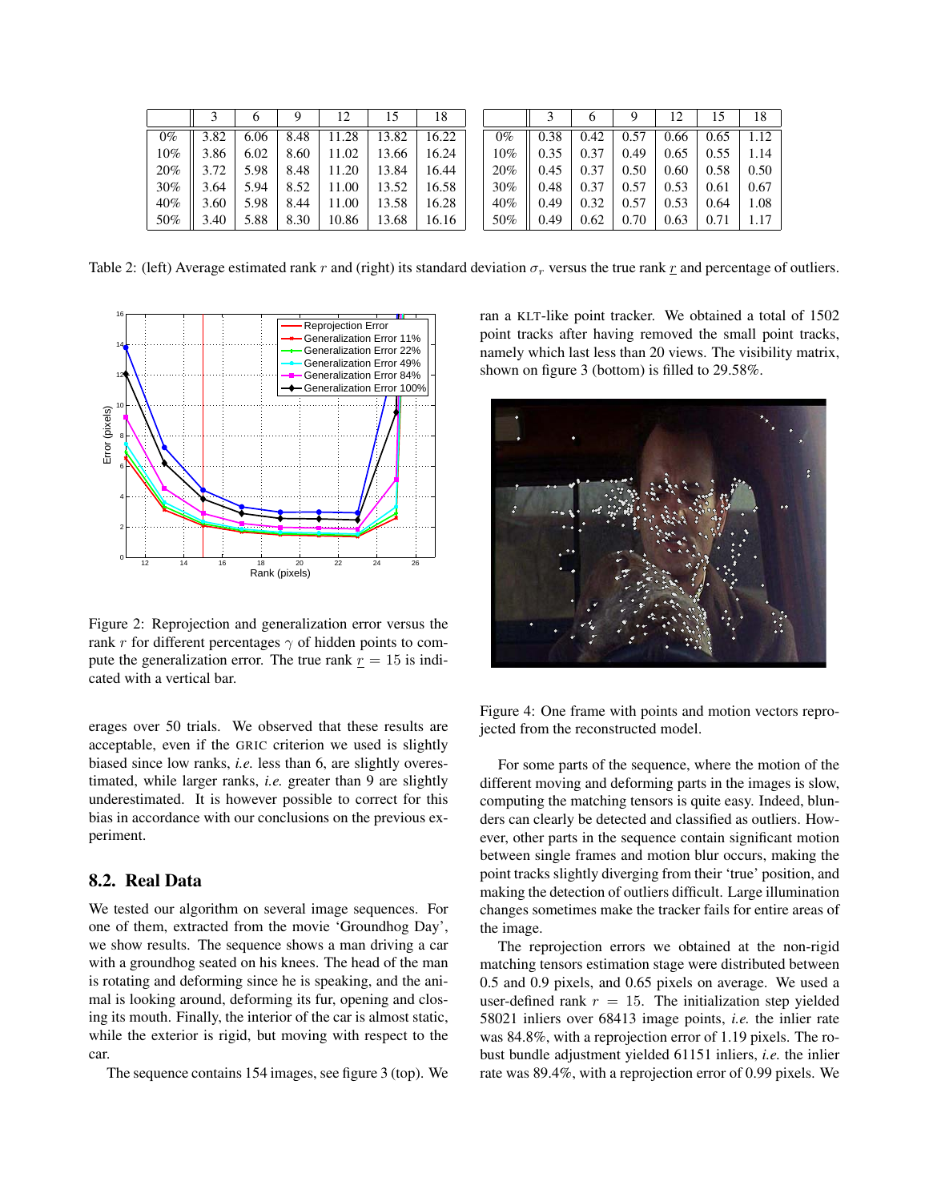|  | 3 | 6 | 9 | 12 | 15 | 18 |
|---|---|---|---|---|---|---|
| 0% | 3.82 | 6.06 | 8.48 | 11.28 | 13.82 | 16.22 |
| 10% | 3.86 | 6.02 | 8.60 | 11.02 | 13.66 | 16.24 |
| 20% | 3.72 | 5.98 | 8.48 | 11.20 | 13.84 | 16.44 |
| 30% | 3.64 | 5.94 | 8.52 | 11.00 | 13.52 | 16.58 |
| 40% | 3.60 | 5.98 | 8.44 | 11.00 | 13.58 | 16.28 |
| 50% | 3.40 | 5.88 | 8.30 | 10.86 | 13.68 | 16.16 |

|  | 3 | 6 | 9 | 12 | 15 | 18 |
|---|---|---|---|---|---|---|
| 0% | 0.38 | 0.42 | 0.57 | 0.66 | 0.65 | 1.12 |
| 10% | 0.35 | 0.37 | 0.49 | 0.65 | 0.55 | 1.14 |
| 20% | 0.45 | 0.37 | 0.50 | 0.60 | 0.58 | 0.50 |
| 30% | 0.48 | 0.37 | 0.57 | 0.53 | 0.61 | 0.67 |
| 40% | 0.49 | 0.32 | 0.57 | 0.53 | 0.64 | 1.08 |
| 50% | 0.49 | 0.62 | 0.70 | 0.63 | 0.71 | 1.17 |

Table 2: (left) Average estimated rank $r$ and (right) its standard deviation $\sigma_r$ versus the true rank $\underline{r}$ and percentage of outliers.

Figure 2: Reprojection and generalization error versus the rank $r$ for different percentages $\gamma$ of hidden points to compute the generalization error. The true rank $\underline{r} = 15$ is indicated with a vertical bar.

erages over 50 trials. We observed that these results are acceptable, even if the GRIC criterion we used is slightly biased since low ranks, *i.e.* less than 6, are slightly overestimated, while larger ranks, *i.e.* greater than 9 are slightly underestimated. It is however possible to correct for this bias in accordance with our conclusions on the previous experiment.

## 8.2. Real Data

We tested our algorithm on several image sequences. For one of them, extracted from the movie 'Groundhog Day', we show results. The sequence shows a man driving a car with a groundhog seated on his knees. The head of the man is rotating and deforming since he is speaking, and the animal is looking around, deforming its fur, opening and closing its mouth. Finally, the interior of the car is almost static, while the exterior is rigid, but moving with respect to the car.

The sequence contains 154 images, see figure 3 (top). We ran a KLT-like point tracker. We obtained a total of 1502 point tracks after having removed the small point tracks, namely which last less than 20 views. The visibility matrix, shown on figure 3 (bottom) is filled to 29.58%.

Figure 4: One frame with points and motion vectors reprojected from the reconstructed model.

For some parts of the sequence, where the motion of the different moving and deforming parts in the images is slow, computing the matching tensors is quite easy. Indeed, blunders can clearly be detected and classified as outliers. However, other parts in the sequence contain significant motion between single frames and motion blur occurs, making the point tracks slightly diverging from their 'true' position, and making the detection of outliers difficult. Large illumination changes sometimes make the tracker fails for entire areas of the image.

The reprojection errors we obtained at the non-rigid matching tensors estimation stage were distributed between 0.5 and 0.9 pixels, and 0.65 pixels on average. We used a user-defined rank $r = 15$. The initialization step yielded 58021 inliers over 68413 image points, *i.e.* the inlier rate was 84.8%, with a reprojection error of 1.19 pixels. The robust bundle adjustment yielded 61151 inliers, *i.e.* the inlier rate was 89.4%, with a reprojection error of 0.99 pixels. We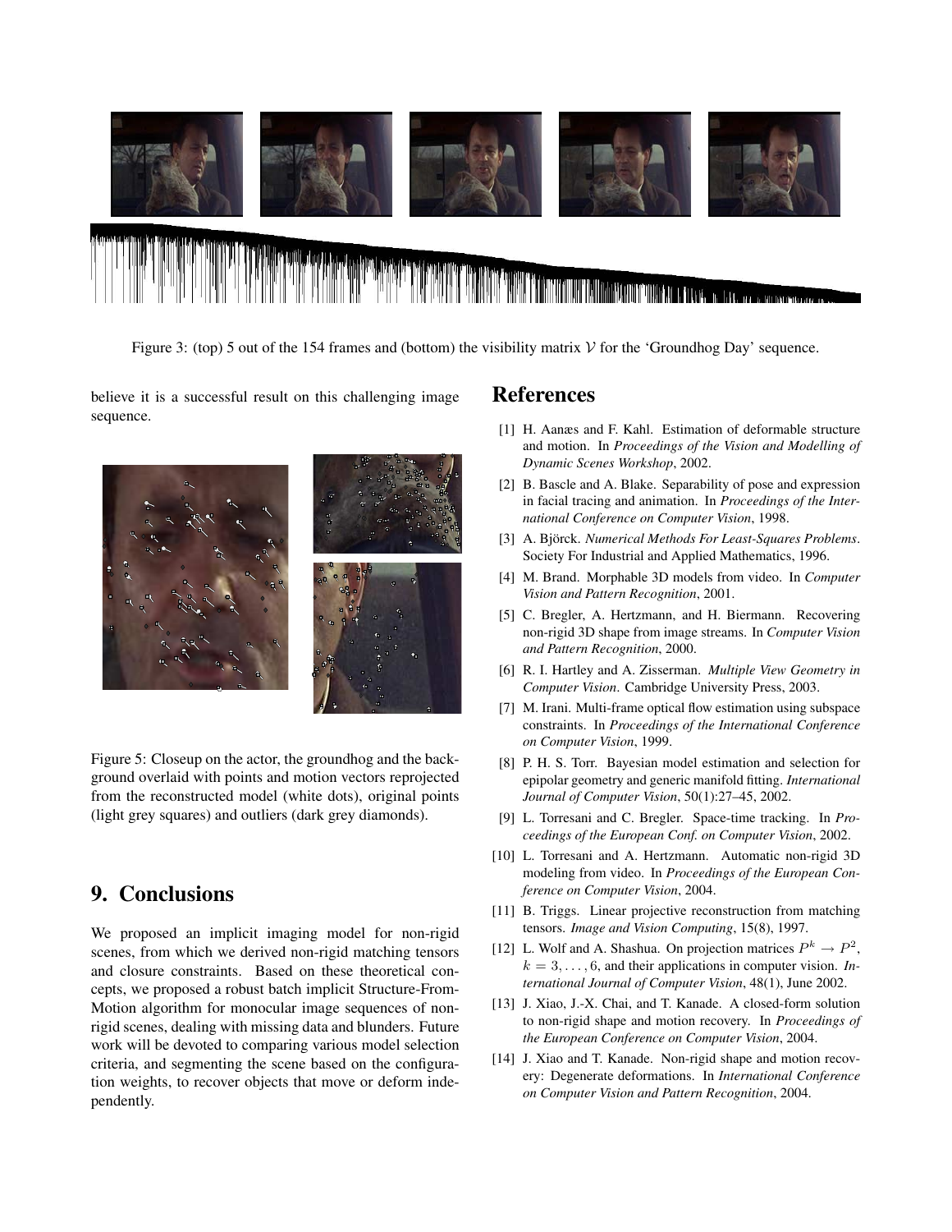Figure 3: (top) 5 out of the 154 frames and (bottom) the visibility matrix $\mathcal{V}$ for the 'Groundhog Day' sequence.

believe it is a successful result on this challenging image sequence.

Figure 5: Closeup on the actor, the groundhog and the background overlaid with points and motion vectors reprojected from the reconstructed model (white dots), original points (light grey squares) and outliers (dark grey diamonds).

## 9. Conclusions

We proposed an implicit imaging model for non-rigid scenes, from which we derived non-rigid matching tensors and closure constraints. Based on these theoretical concepts, we proposed a robust batch implicit Structure-From-Motion algorithm for monocular image sequences of non-rigid scenes, dealing with missing data and blunders. Future work will be devoted to comparing various model selection criteria, and segmenting the scene based on the configuration weights, to recover objects that move or deform independently.

## References

[1] H. Aanæs and F. Kahl. Estimation of deformable structure and motion. In *Proceedings of the Vision and Modelling of Dynamic Scenes Workshop*, 2002.

[2] B. Bascle and A. Blake. Separability of pose and expression in facial tracing and animation. In *Proceedings of the International Conference on Computer Vision*, 1998.

[3] A. Björck. *Numerical Methods For Least-Squares Problems*. Society For Industrial and Applied Mathematics, 1996.

[4] M. Brand. Morphable 3D models from video. In *Computer Vision and Pattern Recognition*, 2001.

[5] C. Bregler, A. Hertzmann, and H. Biermann. Recovering non-rigid 3D shape from image streams. In *Computer Vision and Pattern Recognition*, 2000.

[6] R. I. Hartley and A. Zisserman. *Multiple View Geometry in Computer Vision*. Cambridge University Press, 2003.

[7] M. Irani. Multi-frame optical flow estimation using subspace constraints. In *Proceedings of the International Conference on Computer Vision*, 1999.

[8] P. H. S. Torr. Bayesian model estimation and selection for epipolar geometry and generic manifold fitting. *International Journal of Computer Vision*, 50(1):27–45, 2002.

[9] L. Torresani and C. Bregler. Space-time tracking. In *Proceedings of the European Conf. on Computer Vision*, 2002.

[10] L. Torresani and A. Hertzmann. Automatic non-rigid 3D modeling from video. In *Proceedings of the European Conference on Computer Vision*, 2004.

[11] B. Triggs. Linear projective reconstruction from matching tensors. *Image and Vision Computing*, 15(8), 1997.

[12] L. Wolf and A. Shashua. On projection matrices $P^k \rightarrow P^2$, $k = 3, \ldots, 6$, and their applications in computer vision. *International Journal of Computer Vision*, 48(1), June 2002.

[13] J. Xiao, J.-X. Chai, and T. Kanade. A closed-form solution to non-rigid shape and motion recovery. In *Proceedings of the European Conference on Computer Vision*, 2004.

[14] J. Xiao and T. Kanade. Non-rigid shape and motion recovery: Degenerate deformations. In *International Conference on Computer Vision and Pattern Recognition*, 2004.